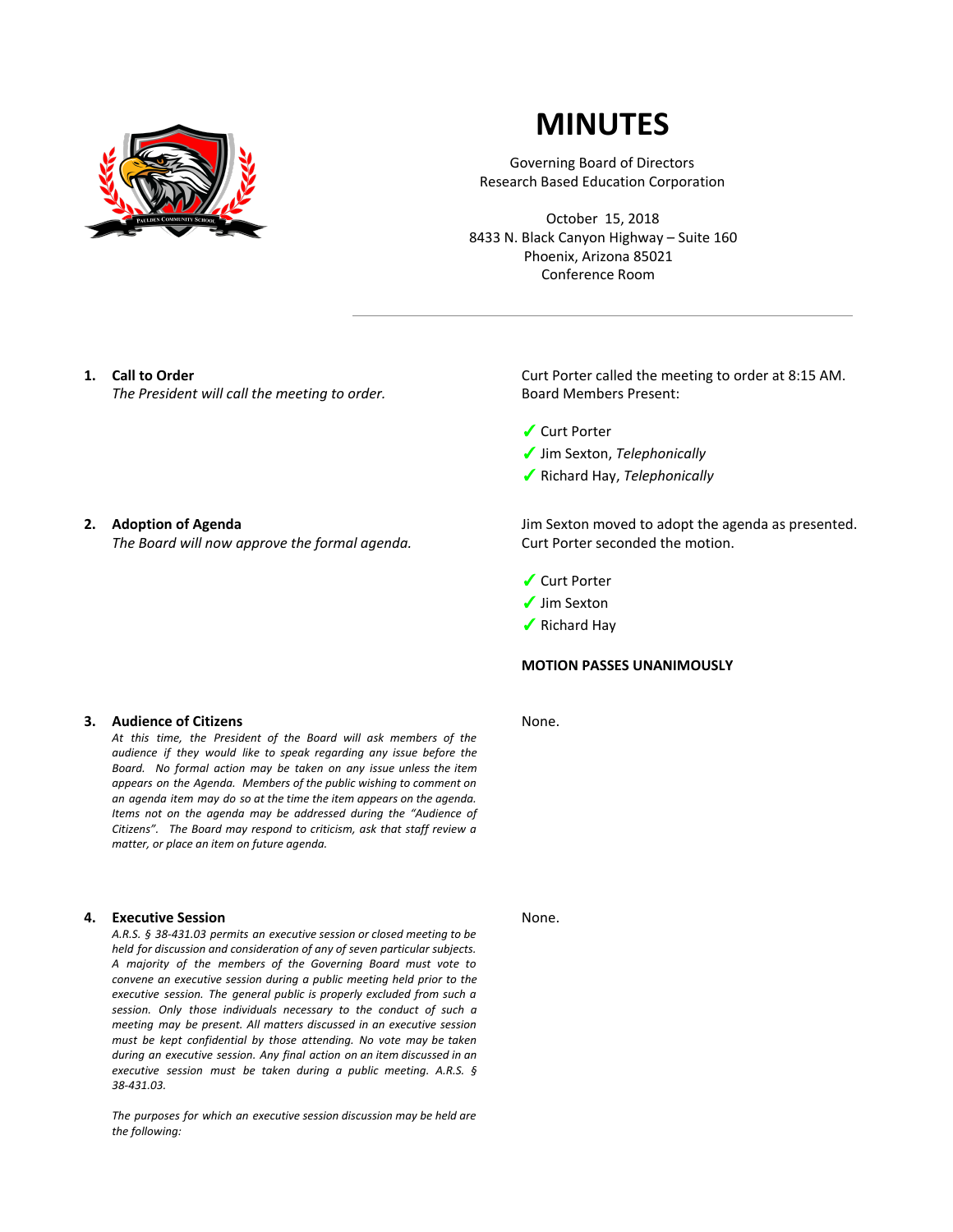# MINUTES

Governing Board of Directors
Research Based Education Corporation

October 15, 2018
8433 N. Black Canyon Highway – Suite 160
Phoenix, Arizona 85021
Conference Room

---

**1. Call to Order**
*The President will call the meeting to order.*

Curt Porter called the meeting to order at 8:15 AM.
Board Members Present:

- ✓ Curt Porter
- ✓ Jim Sexton, *Telephonically*
- ✓ Richard Hay, *Telephonically*

**2. Adoption of Agenda**
*The Board will now approve the formal agenda.*

Jim Sexton moved to adopt the agenda as presented. Curt Porter seconded the motion.

- ✓ Curt Porter
- ✓ Jim Sexton
- ✓ Richard Hay

**MOTION PASSES UNANIMOUSLY**

**3. Audience of Citizens**
*At this time, the President of the Board will ask members of the audience if they would like to speak regarding any issue before the Board. No formal action may be taken on any issue unless the item appears on the Agenda. Members of the public wishing to comment on an agenda item may do so at the time the item appears on the agenda. Items not on the agenda may be addressed during the "Audience of Citizens". The Board may respond to criticism, ask that staff review a matter, or place an item on future agenda.*

None.

**4. Executive Session**
*A.R.S. § 38-431.03 permits an executive session or closed meeting to be held for discussion and consideration of any of seven particular subjects. A majority of the members of the Governing Board must vote to convene an executive session during a public meeting held prior to the executive session. The general public is properly excluded from such a session. Only those individuals necessary to the conduct of such a meeting may be present. All matters discussed in an executive session must be kept confidential by those attending. No vote may be taken during an executive session. Any final action on an item discussed in an executive session must be taken during a public meeting. A.R.S. § 38-431.03.*

*The purposes for which an executive session discussion may be held are the following:*

None.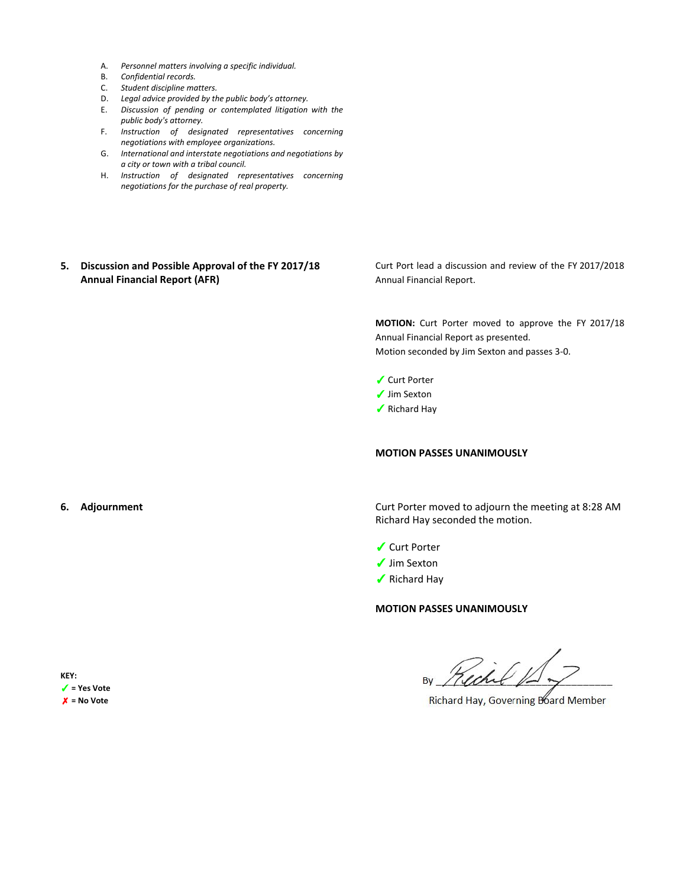A. *Personnel matters involving a specific individual.*
B. *Confidential records.*
C. *Student discipline matters.*
D. *Legal advice provided by the public body's attorney.*
E. *Discussion of pending or contemplated litigation with the public body's attorney.*
F. *Instruction of designated representatives concerning negotiations with employee organizations.*
G. *International and interstate negotiations and negotiations by a city or town with a tribal council.*
H. *Instruction of designated representatives concerning negotiations for the purchase of real property.*

**5. Discussion and Possible Approval of the FY 2017/18 Annual Financial Report (AFR)**

Curt Port lead a discussion and review of the FY 2017/2018 Annual Financial Report.

**MOTION:** Curt Porter moved to approve the FY 2017/18 Annual Financial Report as presented.
Motion seconded by Jim Sexton and passes 3-0.

✓ Curt Porter
✓ Jim Sexton
✓ Richard Hay

**MOTION PASSES UNANIMOUSLY**

**6. Adjournment**

Curt Porter moved to adjourn the meeting at 8:28 AM
Richard Hay seconded the motion.

✓ Curt Porter
✓ Jim Sexton
✓ Richard Hay

**MOTION PASSES UNANIMOUSLY**

**KEY:**
✓ **= Yes Vote**
✗ **= No Vote**

By ______________________________
Richard Hay, Governing Board Member